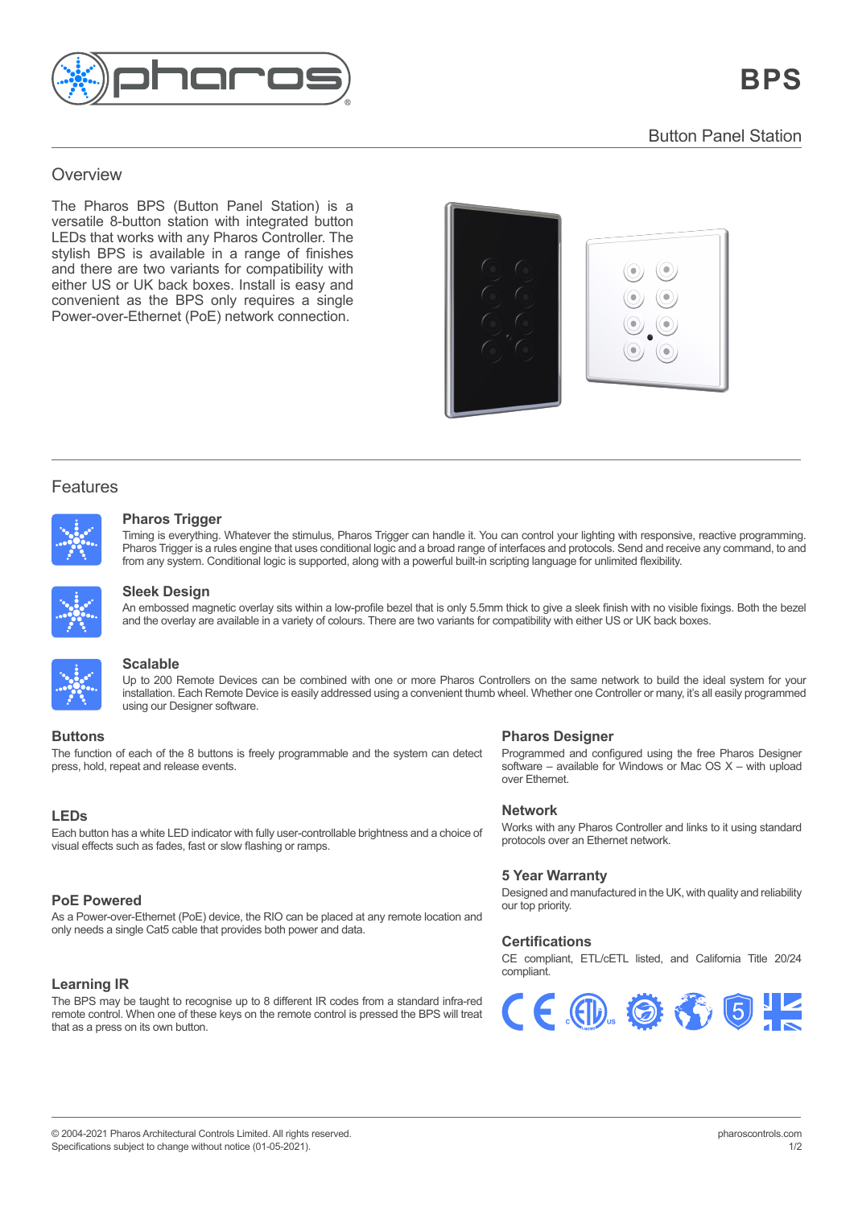# BPS

## Button Panel Station

## Overview

The Pharos BPS (Button Panel Station) is a versatile 8-button station with integrated button LEDs that works with any Pharos Controller. The stylish BPS is available in a range of finishes and there are two variants for compatibility with either US or UK back boxes. Install is easy and convenient as the BPS only requires a single Power-over-Ethernet (PoE) network connection.

## Features

### Pharos Trigger

Timing is everything. Whatever the stimulus, Pharos Trigger can handle it. You can control your lighting with responsive, reactive programming. Pharos Trigger is a rules engine that uses conditional logic and a broad range of interfaces and protocols. Send and receive any command, to and from any system. Conditional logic is supported, along with a powerful built-in scripting language for unlimited flexibility.

### Sleek Design

An embossed magnetic overlay sits within a low-profile bezel that is only 5.5mm thick to give a sleek finish with no visible fixings. Both the bezel and the overlay are available in a variety of colours. There are two variants for compatibility with either US or UK back boxes.

### Scalable

Up to 200 Remote Devices can be combined with one or more Pharos Controllers on the same network to build the ideal system for your installation. Each Remote Device is easily addressed using a convenient thumb wheel. Whether one Controller or many, it's all easily programmed using our Designer software.

### Buttons

The function of each of the 8 buttons is freely programmable and the system can detect press, hold, repeat and release events.

### LEDs

Each button has a white LED indicator with fully user-controllable brightness and a choice of visual effects such as fades, fast or slow flashing or ramps.

### PoE Powered

As a Power-over-Ethernet (PoE) device, the RIO can be placed at any remote location and only needs a single Cat5 cable that provides both power and data.

### Learning IR

The BPS may be taught to recognise up to 8 different IR codes from a standard infra-red remote control. When one of these keys on the remote control is pressed the BPS will treat that as a press on its own button.

### Pharos Designer

Programmed and configured using the free Pharos Designer software – available for Windows or Mac OS X – with upload over Ethernet.

### Network

Works with any Pharos Controller and links to it using standard protocols over an Ethernet network.

### 5 Year Warranty

Designed and manufactured in the UK, with quality and reliability our top priority.

### Certifications

CE compliant, ETL/cETL listed, and California Title 20/24 compliant.

© 2004-2021 Pharos Architectural Controls Limited. All rights reserved.
Specifications subject to change without notice (01-05-2021).

pharoscontrols.com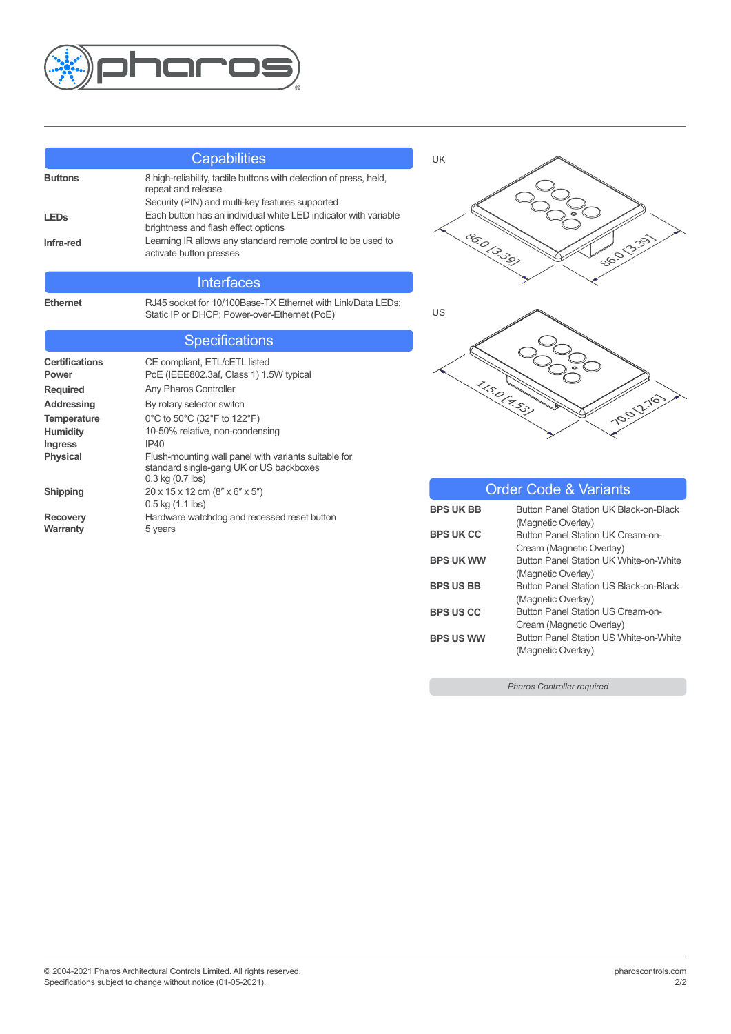## Capabilities

| | |
|---|---|
| **Buttons** | 8 high-reliability, tactile buttons with detection of press, held, repeat and release<br>Security (PIN) and multi-key features supported |
| **LEDs** | Each button has an individual white LED indicator with variable brightness and flash effect options |
| **Infra-red** | Learning IR allows any standard remote control to be used to activate button presses |

## Interfaces

| | |
|---|---|
| **Ethernet** | RJ45 socket for 10/100Base-TX Ethernet with Link/Data LEDs; Static IP or DHCP; Power-over-Ethernet (PoE) |

## Specifications

| | |
|---|---|
| **Certifications** | CE compliant, ETL/cETL listed |
| **Power** | PoE (IEEE802.3af, Class 1) 1.5W typical |
| **Required** | Any Pharos Controller |
| **Addressing** | By rotary selector switch |
| **Temperature** | 0°C to 50°C (32°F to 122°F) |
| **Humidity** | 10-50% relative, non-condensing |
| **Ingress** | IP40 |
| **Physical** | Flush-mounting wall panel with variants suitable for standard single-gang UK or US backboxes<br>0.3 kg (0.7 lbs) |
| **Shipping** | 20 x 15 x 12 cm (8″ x 6″ x 5″)<br>0.5 kg (1.1 lbs) |
| **Recovery** | Hardware watchdog and recessed reset button |
| **Warranty** | 5 years |

UK

86.0 [3.39]

86.0 [3.39]

US

115.0 [4.53]

70.0 [2.76]

## Order Code & Variants

| | |
|---|---|
| **BPS UK BB** | Button Panel Station UK Black-on-Black (Magnetic Overlay) |
| **BPS UK CC** | Button Panel Station UK Cream-on-Cream (Magnetic Overlay) |
| **BPS UK WW** | Button Panel Station UK White-on-White (Magnetic Overlay) |
| **BPS US BB** | Button Panel Station US Black-on-Black (Magnetic Overlay) |
| **BPS US CC** | Button Panel Station US Cream-on-Cream (Magnetic Overlay) |
| **BPS US WW** | Button Panel Station US White-on-White (Magnetic Overlay) |

*Pharos Controller required*

© 2004-2021 Pharos Architectural Controls Limited. All rights reserved.
Specifications subject to change without notice (01-05-2021).

pharoscontrols.com